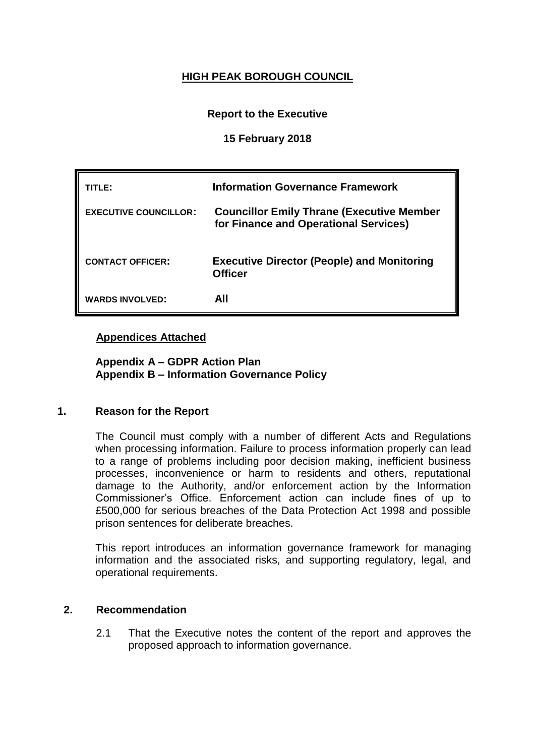# HIGH PEAK BOROUGH COUNCIL

**Report to the Executive**

**15 February 2018**

| | |
|---|---|
| **TITLE:** | **Information Governance Framework** |
| **EXECUTIVE COUNCILLOR:** | **Councillor Emily Thrane (Executive Member for Finance and Operational Services)** |
| **CONTACT OFFICER:** | **Executive Director (People) and Monitoring Officer** |
| **WARDS INVOLVED:** | **All** |

**Appendices Attached**

**Appendix A – GDPR Action Plan**
**Appendix B – Information Governance Policy**

## 1. Reason for the Report

The Council must comply with a number of different Acts and Regulations when processing information. Failure to process information properly can lead to a range of problems including poor decision making, inefficient business processes, inconvenience or harm to residents and others, reputational damage to the Authority, and/or enforcement action by the Information Commissioner's Office. Enforcement action can include fines of up to £500,000 for serious breaches of the Data Protection Act 1998 and possible prison sentences for deliberate breaches.

This report introduces an information governance framework for managing information and the associated risks, and supporting regulatory, legal, and operational requirements.

## 2. Recommendation

2.1 That the Executive notes the content of the report and approves the proposed approach to information governance.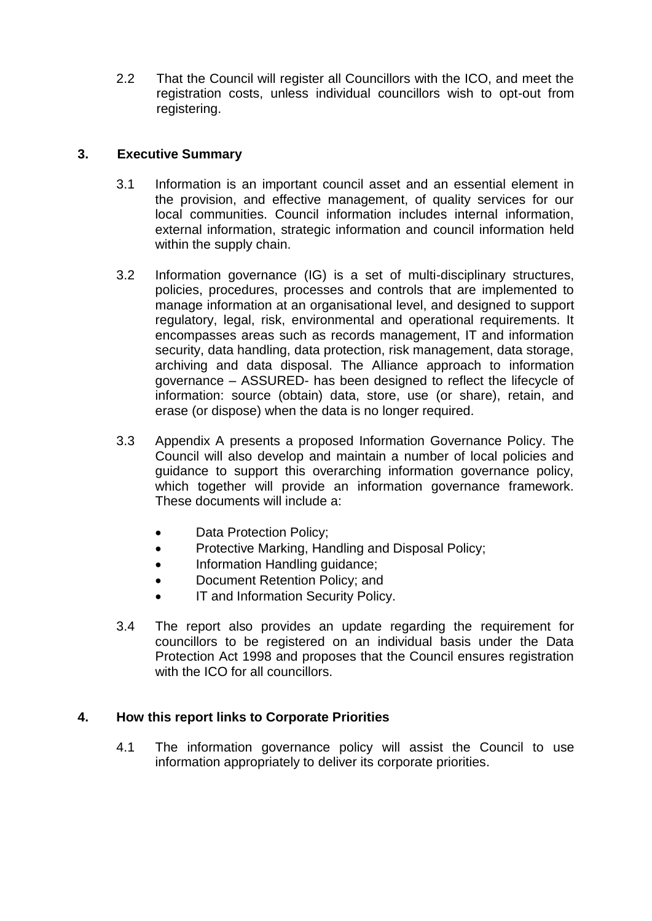2.2 That the Council will register all Councillors with the ICO, and meet the registration costs, unless individual councillors wish to opt-out from registering.

## 3. Executive Summary

3.1 Information is an important council asset and an essential element in the provision, and effective management, of quality services for our local communities. Council information includes internal information, external information, strategic information and council information held within the supply chain.

3.2 Information governance (IG) is a set of multi-disciplinary structures, policies, procedures, processes and controls that are implemented to manage information at an organisational level, and designed to support regulatory, legal, risk, environmental and operational requirements. It encompasses areas such as records management, IT and information security, data handling, data protection, risk management, data storage, archiving and data disposal. The Alliance approach to information governance – ASSURED- has been designed to reflect the lifecycle of information: source (obtain) data, store, use (or share), retain, and erase (or dispose) when the data is no longer required.

3.3 Appendix A presents a proposed Information Governance Policy. The Council will also develop and maintain a number of local policies and guidance to support this overarching information governance policy, which together will provide an information governance framework. These documents will include a:

- Data Protection Policy;
- Protective Marking, Handling and Disposal Policy;
- Information Handling guidance;
- Document Retention Policy; and
- IT and Information Security Policy.

3.4 The report also provides an update regarding the requirement for councillors to be registered on an individual basis under the Data Protection Act 1998 and proposes that the Council ensures registration with the ICO for all councillors.

## 4. How this report links to Corporate Priorities

4.1 The information governance policy will assist the Council to use information appropriately to deliver its corporate priorities.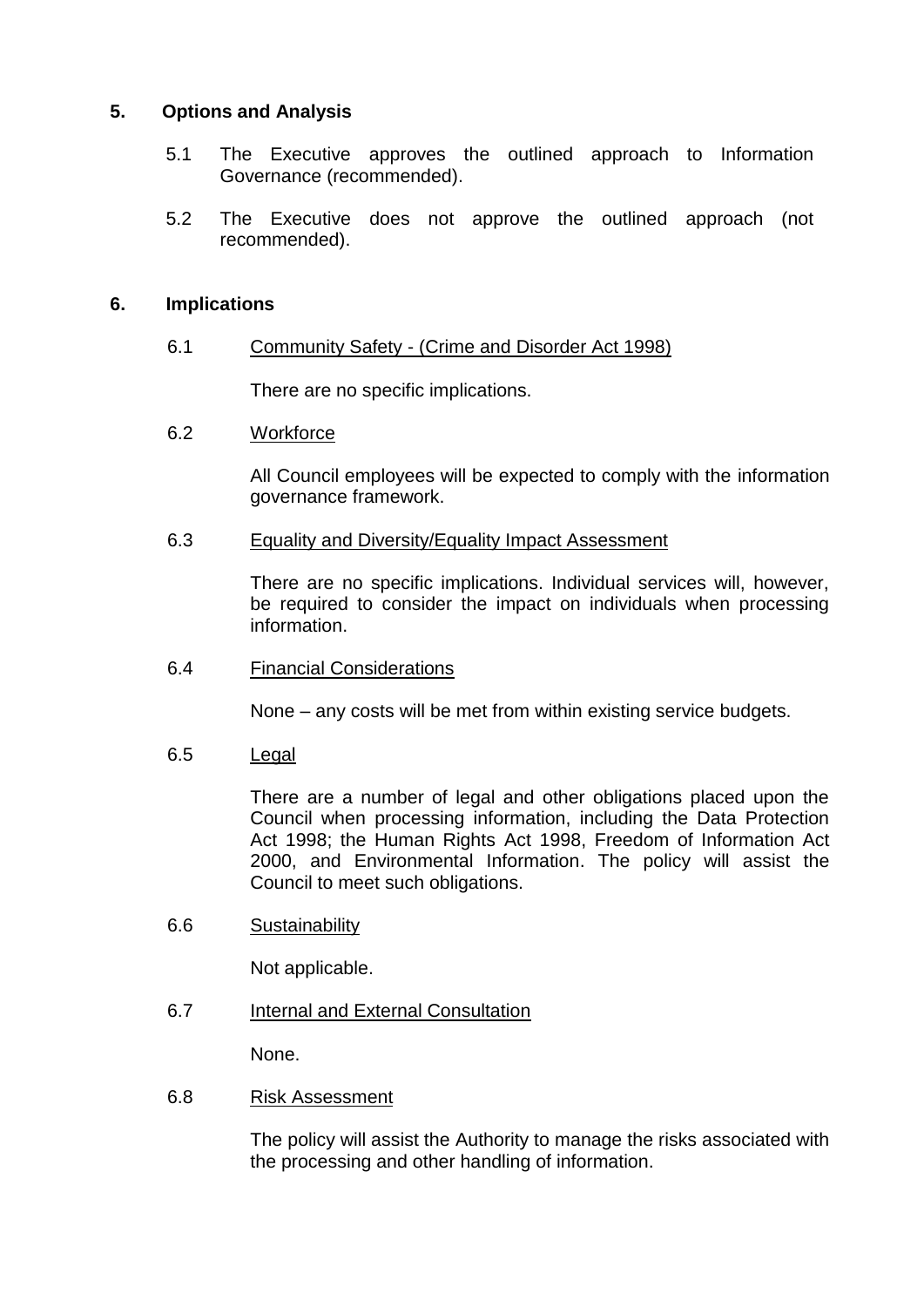## 5. Options and Analysis

5.1 The Executive approves the outlined approach to Information Governance (recommended).

5.2 The Executive does not approve the outlined approach (not recommended).

## 6. Implications

6.1 Community Safety - (Crime and Disorder Act 1998)

There are no specific implications.

6.2 Workforce

All Council employees will be expected to comply with the information governance framework.

6.3 Equality and Diversity/Equality Impact Assessment

There are no specific implications. Individual services will, however, be required to consider the impact on individuals when processing information.

6.4 Financial Considerations

None – any costs will be met from within existing service budgets.

6.5 Legal

There are a number of legal and other obligations placed upon the Council when processing information, including the Data Protection Act 1998; the Human Rights Act 1998, Freedom of Information Act 2000, and Environmental Information. The policy will assist the Council to meet such obligations.

6.6 Sustainability

Not applicable.

6.7 Internal and External Consultation

None.

6.8 Risk Assessment

The policy will assist the Authority to manage the risks associated with the processing and other handling of information.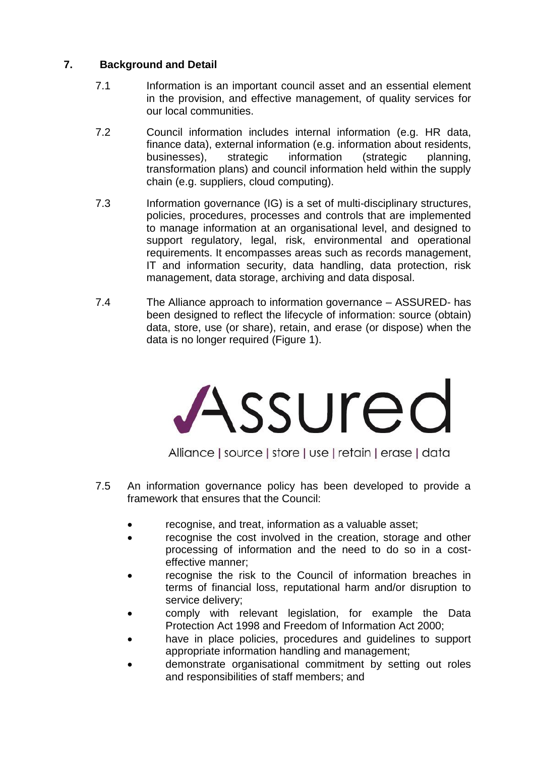## 7. Background and Detail

7.1 Information is an important council asset and an essential element in the provision, and effective management, of quality services for our local communities.

7.2 Council information includes internal information (e.g. HR data, finance data), external information (e.g. information about residents, businesses), strategic information (strategic planning, transformation plans) and council information held within the supply chain (e.g. suppliers, cloud computing).

7.3 Information governance (IG) is a set of multi-disciplinary structures, policies, procedures, processes and controls that are implemented to manage information at an organisational level, and designed to support regulatory, legal, risk, environmental and operational requirements. It encompasses areas such as records management, IT and information security, data handling, data protection, risk management, data storage, archiving and data disposal.

7.4 The Alliance approach to information governance – ASSURED- has been designed to reflect the lifecycle of information: source (obtain) data, store, use (or share), retain, and erase (or dispose) when the data is no longer required (Figure 1).

Assured

Alliance | source | store | use | retain | erase | data

7.5 An information governance policy has been developed to provide a framework that ensures that the Council:

- recognise, and treat, information as a valuable asset;
- recognise the cost involved in the creation, storage and other processing of information and the need to do so in a cost-effective manner;
- recognise the risk to the Council of information breaches in terms of financial loss, reputational harm and/or disruption to service delivery;
- comply with relevant legislation, for example the Data Protection Act 1998 and Freedom of Information Act 2000;
- have in place policies, procedures and guidelines to support appropriate information handling and management;
- demonstrate organisational commitment by setting out roles and responsibilities of staff members; and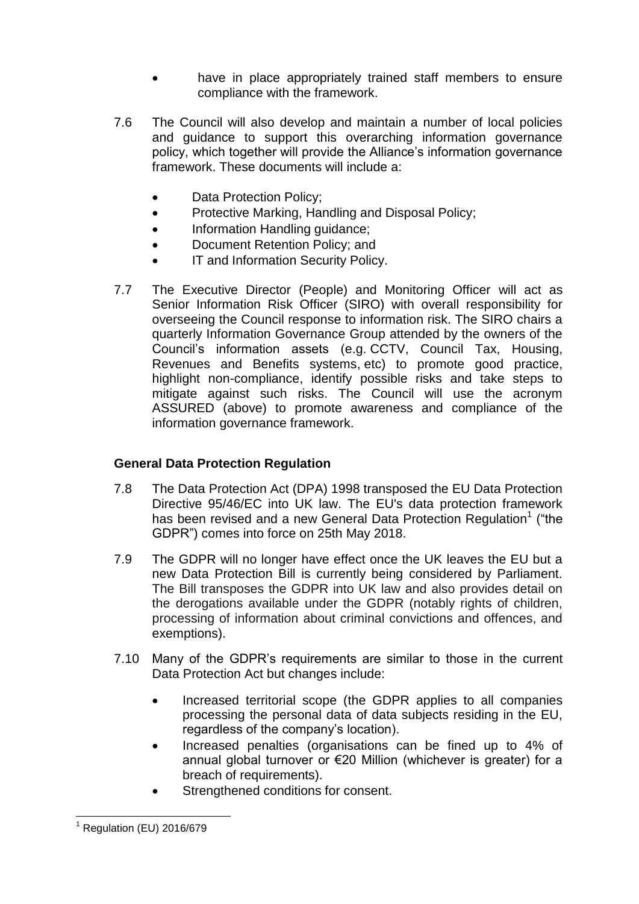- have in place appropriately trained staff members to ensure compliance with the framework.

7.6 The Council will also develop and maintain a number of local policies and guidance to support this overarching information governance policy, which together will provide the Alliance's information governance framework. These documents will include a:

- Data Protection Policy;
- Protective Marking, Handling and Disposal Policy;
- Information Handling guidance;
- Document Retention Policy; and
- IT and Information Security Policy.

7.7 The Executive Director (People) and Monitoring Officer will act as Senior Information Risk Officer (SIRO) with overall responsibility for overseeing the Council response to information risk. The SIRO chairs a quarterly Information Governance Group attended by the owners of the Council's information assets (e.g. CCTV, Council Tax, Housing, Revenues and Benefits systems, etc) to promote good practice, highlight non-compliance, identify possible risks and take steps to mitigate against such risks. The Council will use the acronym ASSURED (above) to promote awareness and compliance of the information governance framework.

**General Data Protection Regulation**

7.8 The Data Protection Act (DPA) 1998 transposed the EU Data Protection Directive 95/46/EC into UK law. The EU's data protection framework has been revised and a new General Data Protection Regulation[1] ("the GDPR") comes into force on 25th May 2018.

7.9 The GDPR will no longer have effect once the UK leaves the EU but a new Data Protection Bill is currently being considered by Parliament. The Bill transposes the GDPR into UK law and also provides detail on the derogations available under the GDPR (notably rights of children, processing of information about criminal convictions and offences, and exemptions).

7.10 Many of the GDPR's requirements are similar to those in the current Data Protection Act but changes include:

- Increased territorial scope (the GDPR applies to all companies processing the personal data of data subjects residing in the EU, regardless of the company's location).
- Increased penalties (organisations can be fined up to 4% of annual global turnover or €20 Million (whichever is greater) for a breach of requirements).
- Strengthened conditions for consent.

[1] Regulation (EU) 2016/679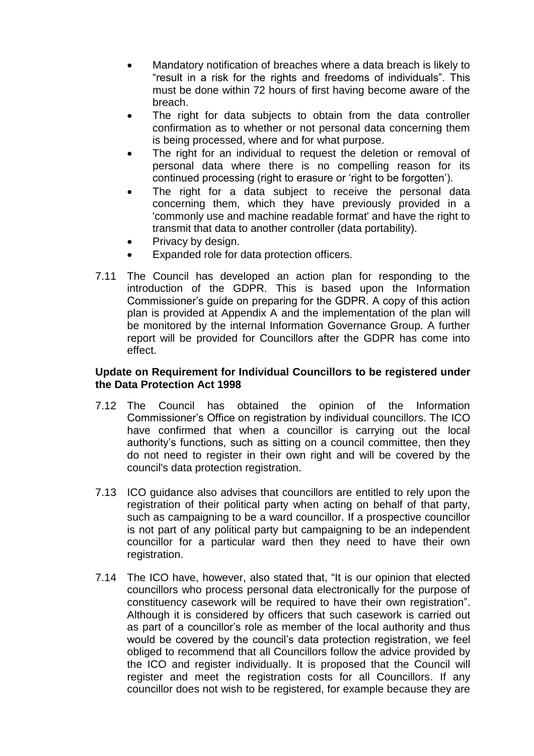- Mandatory notification of breaches where a data breach is likely to "result in a risk for the rights and freedoms of individuals". This must be done within 72 hours of first having become aware of the breach.
- The right for data subjects to obtain from the data controller confirmation as to whether or not personal data concerning them is being processed, where and for what purpose.
- The right for an individual to request the deletion or removal of personal data where there is no compelling reason for its continued processing (right to erasure or 'right to be forgotten').
- The right for a data subject to receive the personal data concerning them, which they have previously provided in a 'commonly use and machine readable format' and have the right to transmit that data to another controller (data portability).
- Privacy by design.
- Expanded role for data protection officers.

7.11 The Council has developed an action plan for responding to the introduction of the GDPR. This is based upon the Information Commissioner's guide on preparing for the GDPR. A copy of this action plan is provided at Appendix A and the implementation of the plan will be monitored by the internal Information Governance Group. A further report will be provided for Councillors after the GDPR has come into effect.

**Update on Requirement for Individual Councillors to be registered under the Data Protection Act 1998**

7.12 The Council has obtained the opinion of the Information Commissioner's Office on registration by individual councillors. The ICO have confirmed that when a councillor is carrying out the local authority's functions, such as sitting on a council committee, then they do not need to register in their own right and will be covered by the council's data protection registration.

7.13 ICO guidance also advises that councillors are entitled to rely upon the registration of their political party when acting on behalf of that party, such as campaigning to be a ward councillor. If a prospective councillor is not part of any political party but campaigning to be an independent councillor for a particular ward then they need to have their own registration.

7.14 The ICO have, however, also stated that, "It is our opinion that elected councillors who process personal data electronically for the purpose of constituency casework will be required to have their own registration". Although it is considered by officers that such casework is carried out as part of a councillor's role as member of the local authority and thus would be covered by the council's data protection registration, we feel obliged to recommend that all Councillors follow the advice provided by the ICO and register individually. It is proposed that the Council will register and meet the registration costs for all Councillors. If any councillor does not wish to be registered, for example because they are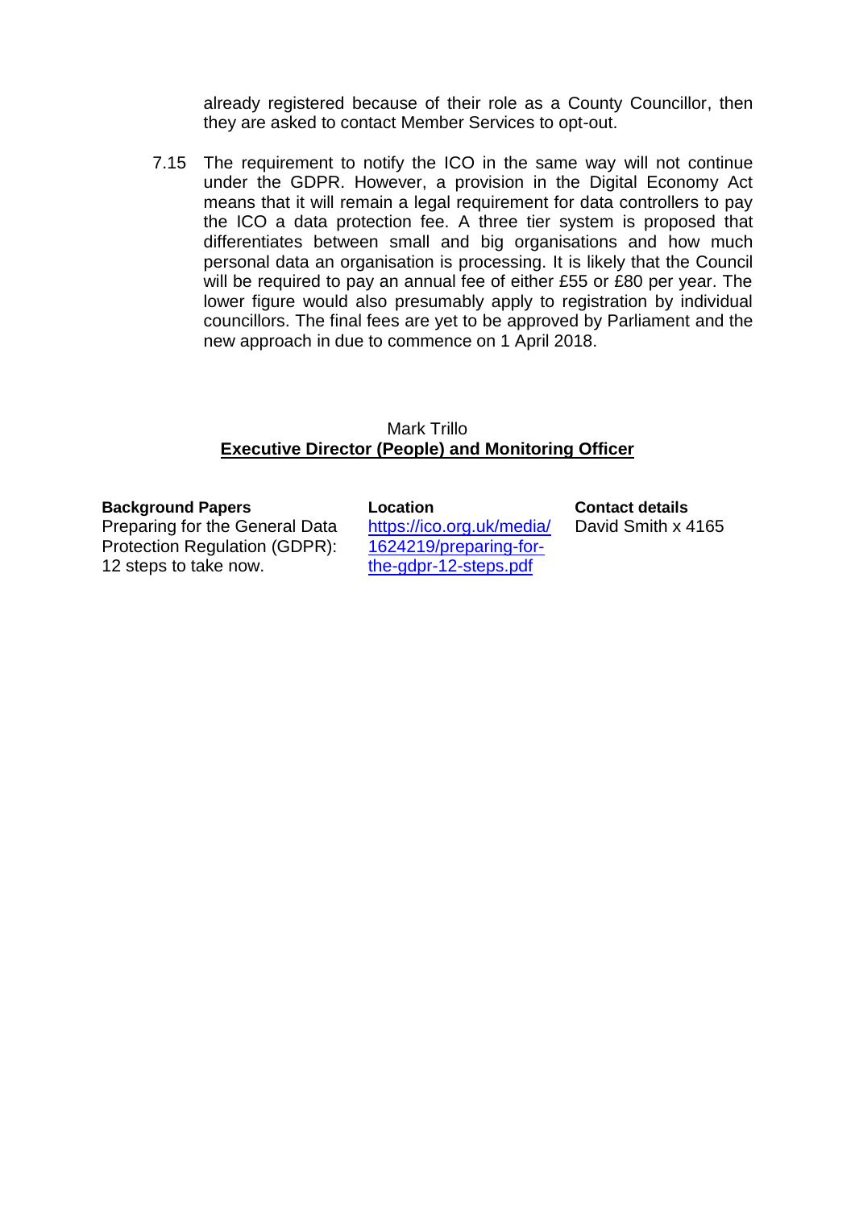already registered because of their role as a County Councillor, then they are asked to contact Member Services to opt-out.

7.15 The requirement to notify the ICO in the same way will not continue under the GDPR. However, a provision in the Digital Economy Act means that it will remain a legal requirement for data controllers to pay the ICO a data protection fee. A three tier system is proposed that differentiates between small and big organisations and how much personal data an organisation is processing. It is likely that the Council will be required to pay an annual fee of either £55 or £80 per year. The lower figure would also presumably apply to registration by individual councillors. The final fees are yet to be approved by Parliament and the new approach in due to commence on 1 April 2018.

Mark Trillo
**Executive Director (People) and Monitoring Officer**

| **Background Papers** | **Location** | **Contact details** |
| --- | --- | --- |
| Preparing for the General Data Protection Regulation (GDPR): 12 steps to take now. | https://ico.org.uk/media/1624219/preparing-for-the-gdpr-12-steps.pdf | David Smith x 4165 |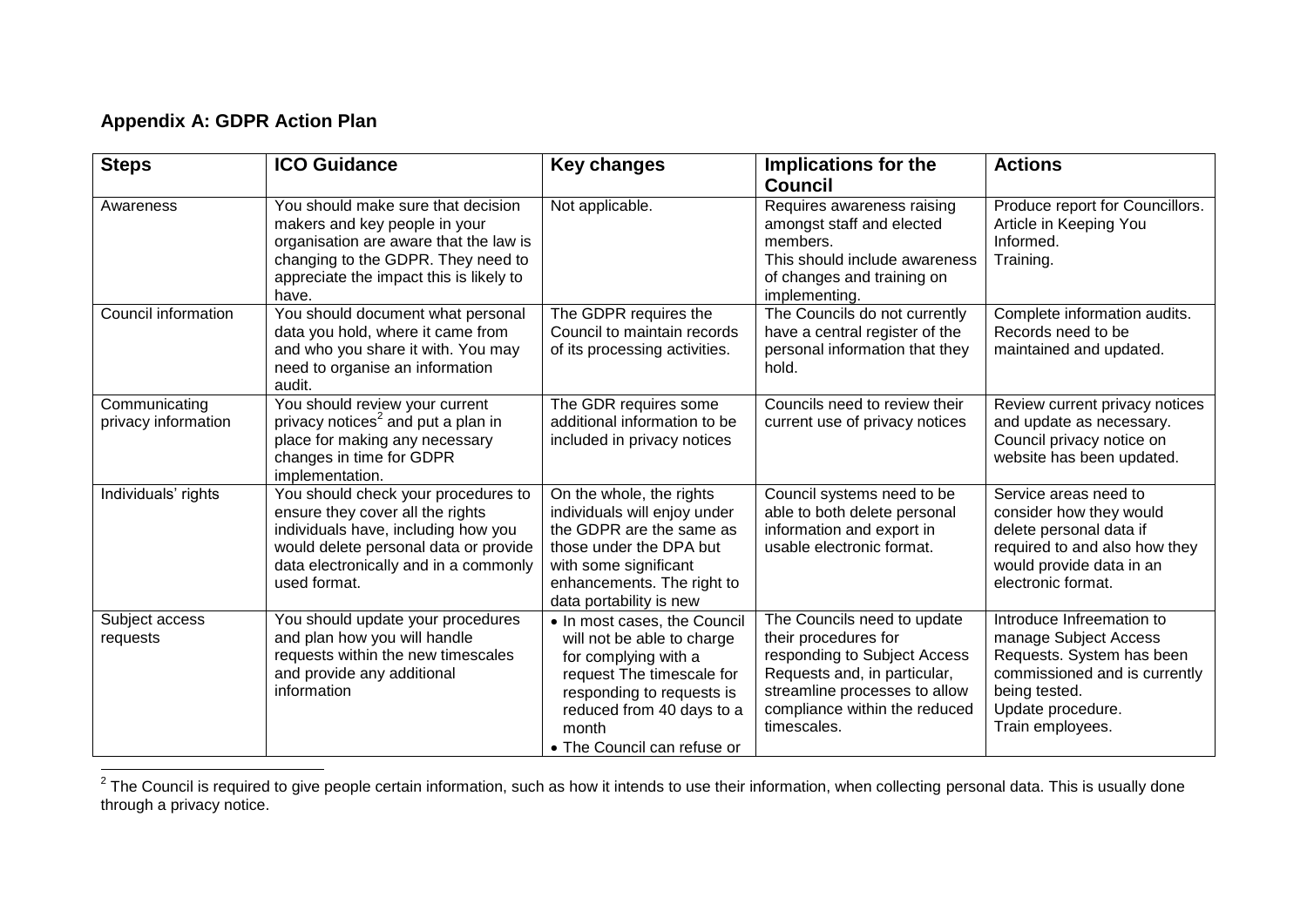## Appendix A: GDPR Action Plan

| Steps | ICO Guidance | Key changes | Implications for the Council | Actions |
|---|---|---|---|---|
| Awareness | You should make sure that decision makers and key people in your organisation are aware that the law is changing to the GDPR. They need to appreciate the impact this is likely to have. | Not applicable. | Requires awareness raising amongst staff and elected members.<br>This should include awareness of changes and training on implementing. | Produce report for Councillors.<br>Article in Keeping You Informed.<br>Training. |
| Council information | You should document what personal data you hold, where it came from and who you share it with. You may need to organise an information audit. | The GDPR requires the Council to maintain records of its processing activities. | The Councils do not currently have a central register of the personal information that they hold. | Complete information audits.<br>Records need to be maintained and updated. |
| Communicating privacy information | You should review your current privacy notices[2] and put a plan in place for making any necessary changes in time for GDPR implementation. | The GDR requires some additional information to be included in privacy notices | Councils need to review their current use of privacy notices | Review current privacy notices and update as necessary.<br>Council privacy notice on website has been updated. |
| Individuals' rights | You should check your procedures to ensure they cover all the rights individuals have, including how you would delete personal data or provide data electronically and in a commonly used format. | On the whole, the rights individuals will enjoy under the GDPR are the same as those under the DPA but with some significant enhancements. The right to data portability is new | Council systems need to be able to both delete personal information and export in usable electronic format. | Service areas need to consider how they would delete personal data if required to and also how they would provide data in an electronic format. |
| Subject access requests | You should update your procedures and plan how you will handle requests within the new timescales and provide any additional information | • In most cases, the Council will not be able to charge for complying with a request The timescale for responding to requests is reduced from 40 days to a month<br>• The Council can refuse or | The Councils need to update their procedures for responding to Subject Access Requests and, in particular, streamline processes to allow compliance within the reduced timescales. | Introduce Infreemation to manage Subject Access Requests. System has been commissioned and is currently being tested.<br>Update procedure.<br>Train employees. |

[2] The Council is required to give people certain information, such as how it intends to use their information, when collecting personal data. This is usually done through a privacy notice.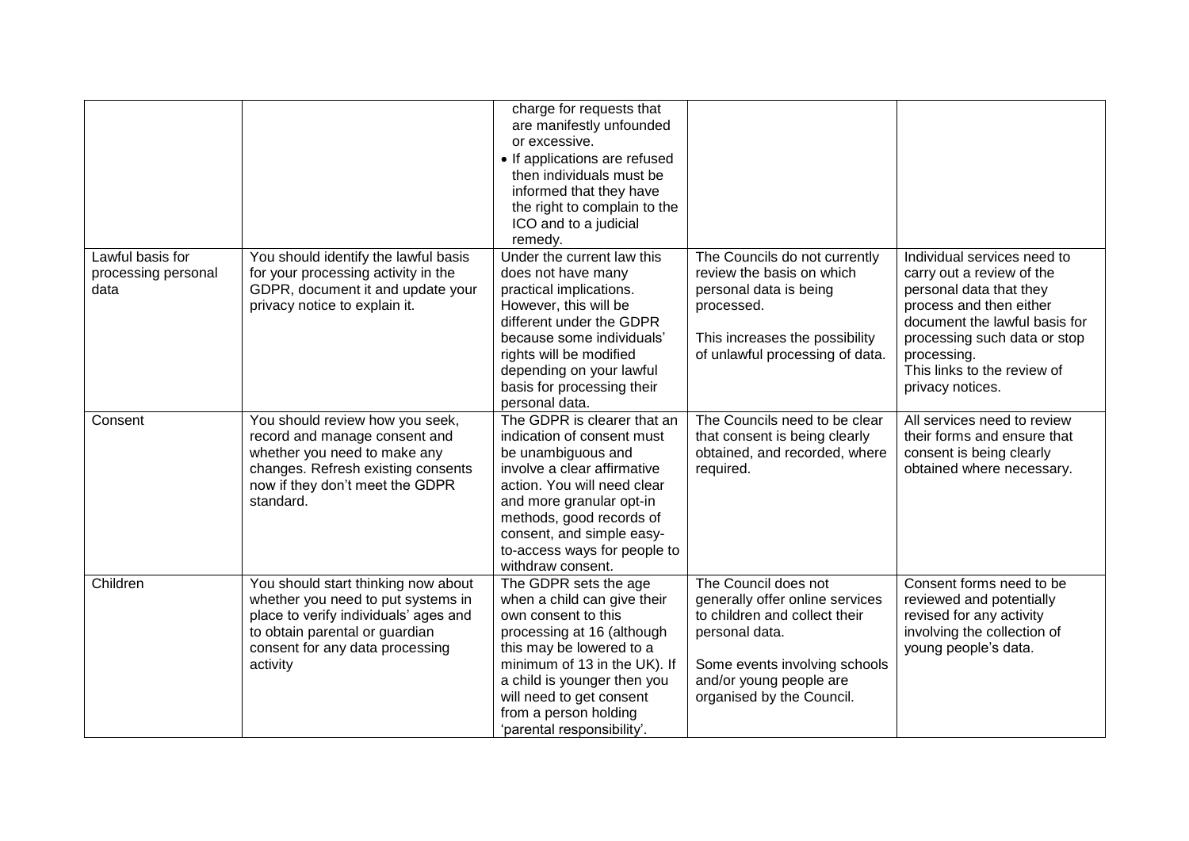| | | | | |
|---|---|---|---|---|
| | | charge for requests that are manifestly unfounded or excessive.<br>• If applications are refused then individuals must be informed that they have the right to complain to the ICO and to a judicial remedy. | | |
| Lawful basis for processing personal data | You should identify the lawful basis for your processing activity in the GDPR, document it and update your privacy notice to explain it. | Under the current law this does not have many practical implications. However, this will be different under the GDPR because some individuals' rights will be modified depending on your lawful basis for processing their personal data. | The Councils do not currently review the basis on which personal data is being processed.<br><br>This increases the possibility of unlawful processing of data. | Individual services need to carry out a review of the personal data that they process and then either document the lawful basis for processing such data or stop processing.<br>This links to the review of privacy notices. |
| Consent | You should review how you seek, record and manage consent and whether you need to make any changes. Refresh existing consents now if they don't meet the GDPR standard. | The GDPR is clearer that an indication of consent must be unambiguous and involve a clear affirmative action. You will need clear and more granular opt-in methods, good records of consent, and simple easy-to-access ways for people to withdraw consent. | The Councils need to be clear that consent is being clearly obtained, and recorded, where required. | All services need to review their forms and ensure that consent is being clearly obtained where necessary. |
| Children | You should start thinking now about whether you need to put systems in place to verify individuals' ages and to obtain parental or guardian consent for any data processing activity | The GDPR sets the age when a child can give their own consent to this processing at 16 (although this may be lowered to a minimum of 13 in the UK). If a child is younger then you will need to get consent from a person holding 'parental responsibility'. | The Council does not generally offer online services to children and collect their personal data.<br><br>Some events involving schools and/or young people are organised by the Council. | Consent forms need to be reviewed and potentially revised for any activity involving the collection of young people's data. |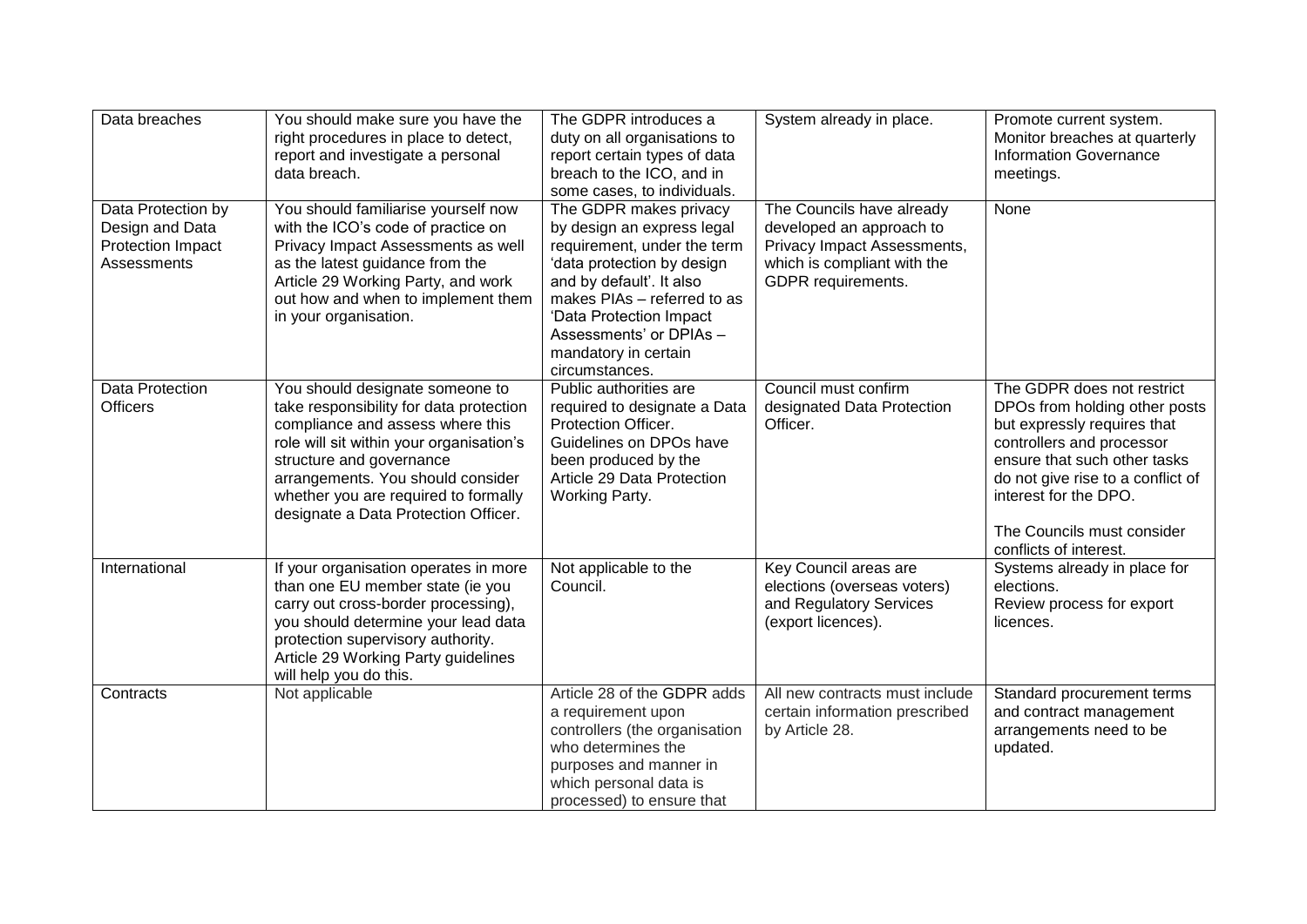| Data breaches | You should make sure you have the right procedures in place to detect, report and investigate a personal data breach. | The GDPR introduces a duty on all organisations to report certain types of data breach to the ICO, and in some cases, to individuals. | System already in place. | Promote current system. Monitor breaches at quarterly Information Governance meetings. |
|---|---|---|---|---|
| Data Protection by Design and Data Protection Impact Assessments | You should familiarise yourself now with the ICO's code of practice on Privacy Impact Assessments as well as the latest guidance from the Article 29 Working Party, and work out how and when to implement them in your organisation. | The GDPR makes privacy by design an express legal requirement, under the term 'data protection by design and by default'. It also makes PIAs – referred to as 'Data Protection Impact Assessments' or DPIAs – mandatory in certain circumstances. | The Councils have already developed an approach to Privacy Impact Assessments, which is compliant with the GDPR requirements. | None |
| Data Protection Officers | You should designate someone to take responsibility for data protection compliance and assess where this role will sit within your organisation's structure and governance arrangements. You should consider whether you are required to formally designate a Data Protection Officer. | Public authorities are required to designate a Data Protection Officer. Guidelines on DPOs have been produced by the Article 29 Data Protection Working Party. | Council must confirm designated Data Protection Officer. | The GDPR does not restrict DPOs from holding other posts but expressly requires that controllers and processor ensure that such other tasks do not give rise to a conflict of interest for the DPO.<br><br>The Councils must consider conflicts of interest. |
| International | If your organisation operates in more than one EU member state (ie you carry out cross-border processing), you should determine your lead data protection supervisory authority. Article 29 Working Party guidelines will help you do this. | Not applicable to the Council. | Key Council areas are elections (overseas voters) and Regulatory Services (export licences). | Systems already in place for elections.<br>Review process for export licences. |
| Contracts | Not applicable | Article 28 of the GDPR adds a requirement upon controllers (the organisation who determines the purposes and manner in which personal data is processed) to ensure that | All new contracts must include certain information prescribed by Article 28. | Standard procurement terms and contract management arrangements need to be updated. |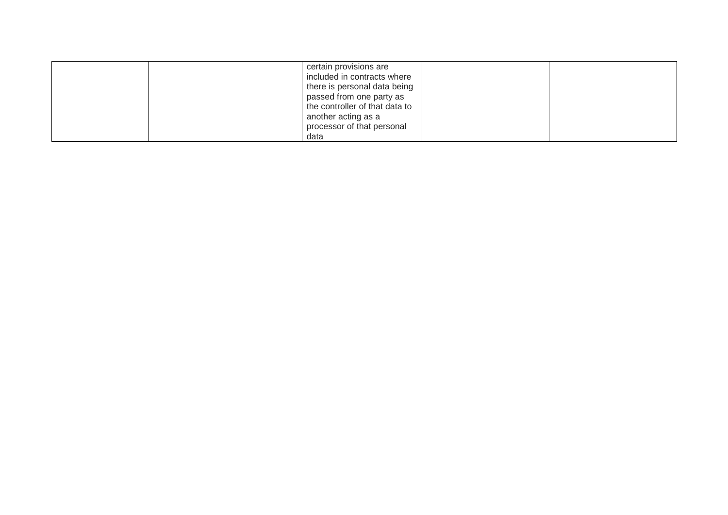| | | | | |
|---|---|---|---|---|
| | | certain provisions are included in contracts where there is personal data being passed from one party as the controller of that data to another acting as a processor of that personal data | | |